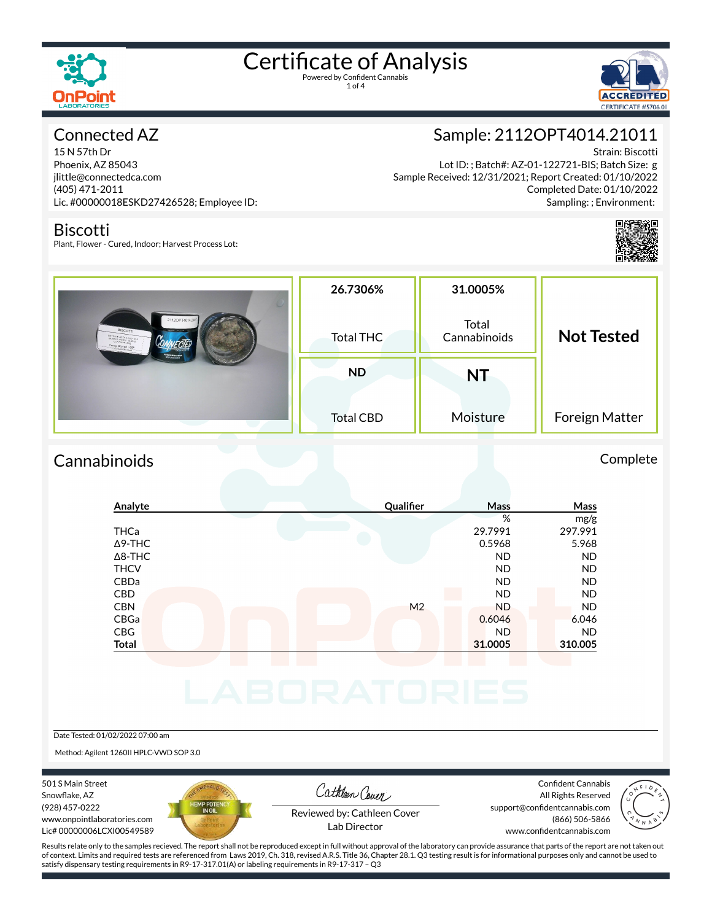# Certificate of Analysis

Powered by Confident Cannabis

## Connected AZ

15 N 57th Dr
Phoenix, AZ 85043
jlittle@connectedca.com
(405) 471-2011
Lic. #00000018ESKD27426528; Employee ID:

## Sample: 2112OPT4014.21011

Strain: Biscotti
Lot ID: ; Batch#: AZ-01-122721-BIS; Batch Size: g
Sample Received: 12/31/2021; Report Created: 01/10/2022
Completed Date: 01/10/2022
Sampling: ; Environment:

## Biscotti

Plant, Flower - Cured, Indoor; Harvest Process Lot:

| 26.7306% | 31.0005% | Not Tested |
|---|---|---|
| Total THC | Total Cannabinoids | Foreign Matter |
| **ND** | **NT** | |
| Total CBD | Moisture | |

## Cannabinoids

Complete

| Analyte | Qualifier | Mass | Mass |
|---|---|---|---|
| | | % | mg/g |
| THCa | | 29.7991 | 297.991 |
| Δ9-THC | | 0.5968 | 5.968 |
| Δ8-THC | | ND | ND |
| THCV | | ND | ND |
| CBDa | | ND | ND |
| CBD | | ND | ND |
| CBN | M2 | ND | ND |
| CBGa | | 0.6046 | 6.046 |
| CBG | | ND | ND |
| **Total** | | **31.0005** | **310.005** |

Date Tested: 01/02/2022 07:00 am

Method: Agilent 1260II HPLC-VWD SOP 3.0

501 S Main Street
Snowflake, AZ
(928) 457-0222
www.onpointlaboratories.com
Lic# 00000006LCXI00549589

Reviewed by: Cathleen Cover
Lab Director

Confident Cannabis
All Rights Reserved
support@confidentcannabis.com
(866) 506-5866
www.confidentcannabis.com

Results relate only to the samples recieved. The report shall not be reproduced except in full without approval of the laboratory can provide assurance that parts of the report are not taken out of context. Limits and required tests are referenced from Laws 2019, Ch. 318, revised A.R.S. Title 36, Chapter 28.1. Q3 testing result is for informational purposes only and cannot be used to satisfy dispensary testing requirements in R9-17-317.01(A) or labeling requirements in R9-17-317 – Q3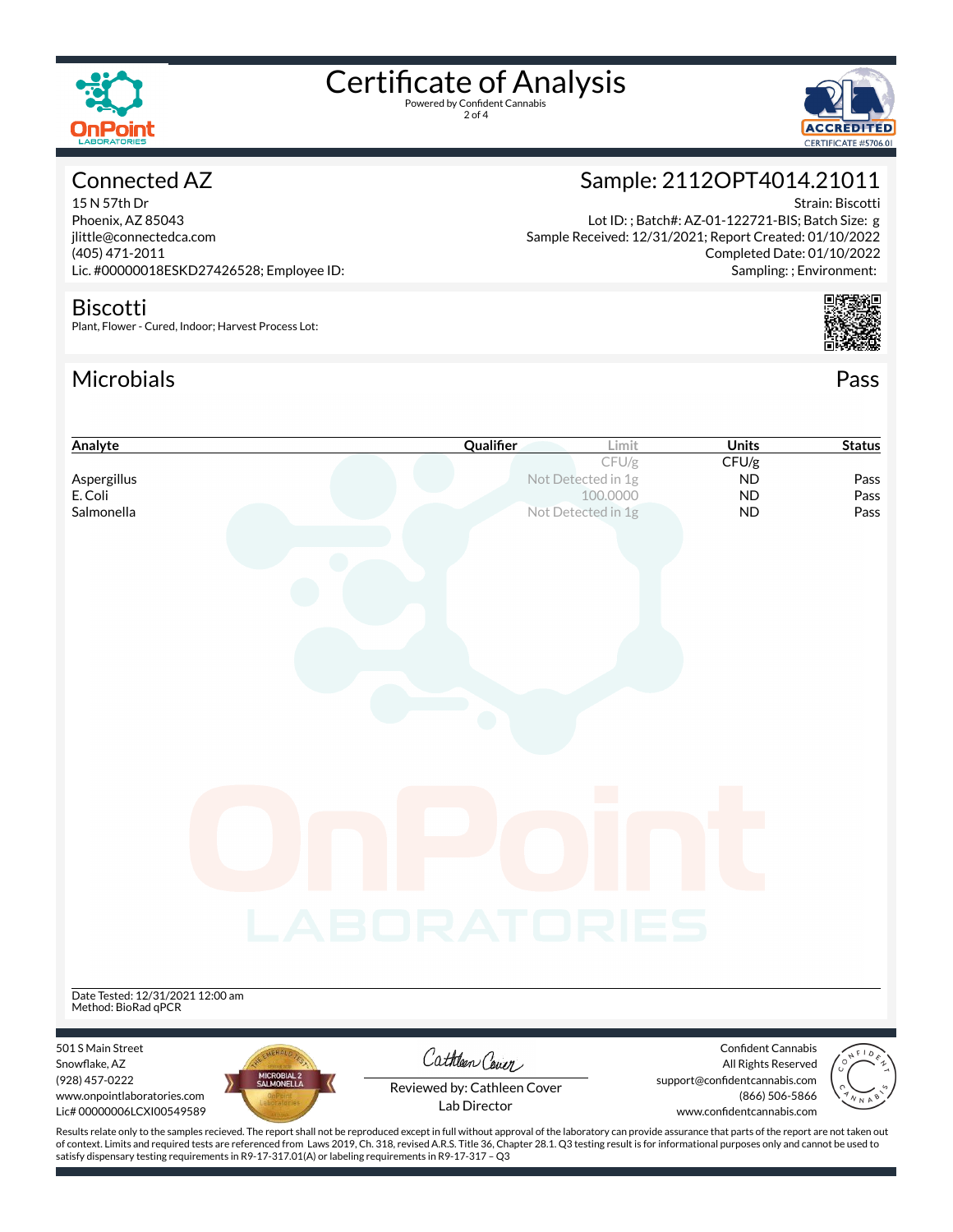# Certificate of Analysis

Powered by Confident Cannabis

## Connected AZ

15 N 57th Dr
Phoenix, AZ 85043
jlittle@connectedca.com
(405) 471-2011
Lic. #00000018ESKD27426528; Employee ID:

## Sample: 2112OPT4014.21011

Strain: Biscotti
Lot ID: ; Batch#: AZ-01-122721-BIS; Batch Size: g
Sample Received: 12/31/2021; Report Created: 01/10/2022
Completed Date: 01/10/2022
Sampling: ; Environment:

## Biscotti

Plant, Flower - Cured, Indoor; Harvest Process Lot:

## Microbials

Pass

| Analyte | Qualifier | Limit | Units | Status |
|---|---|---|---|---|
| | | CFU/g | CFU/g | |
| Aspergillus | | Not Detected in 1g | ND | Pass |
| E. Coli | | 100.0000 | ND | Pass |
| Salmonella | | Not Detected in 1g | ND | Pass |

Date Tested: 12/31/2021 12:00 am
Method: BioRad qPCR

501 S Main Street
Snowflake, AZ
(928) 457-0222
www.onpointlaboratories.com
Lic# 00000006LCXI00549589

Reviewed by: Cathleen Cover
Lab Director

Confident Cannabis
All Rights Reserved
support@confidentcannabis.com
(866) 506-5866
www.confidentcannabis.com

Results relate only to the samples recieved. The report shall not be reproduced except in full without approval of the laboratory can provide assurance that parts of the report are not taken out of context. Limits and required tests are referenced from Laws 2019, Ch. 318, revised A.R.S. Title 36, Chapter 28.1. Q3 testing result is for informational purposes only and cannot be used to satisfy dispensary testing requirements in R9-17-317.01(A) or labeling requirements in R9-17-317 – Q3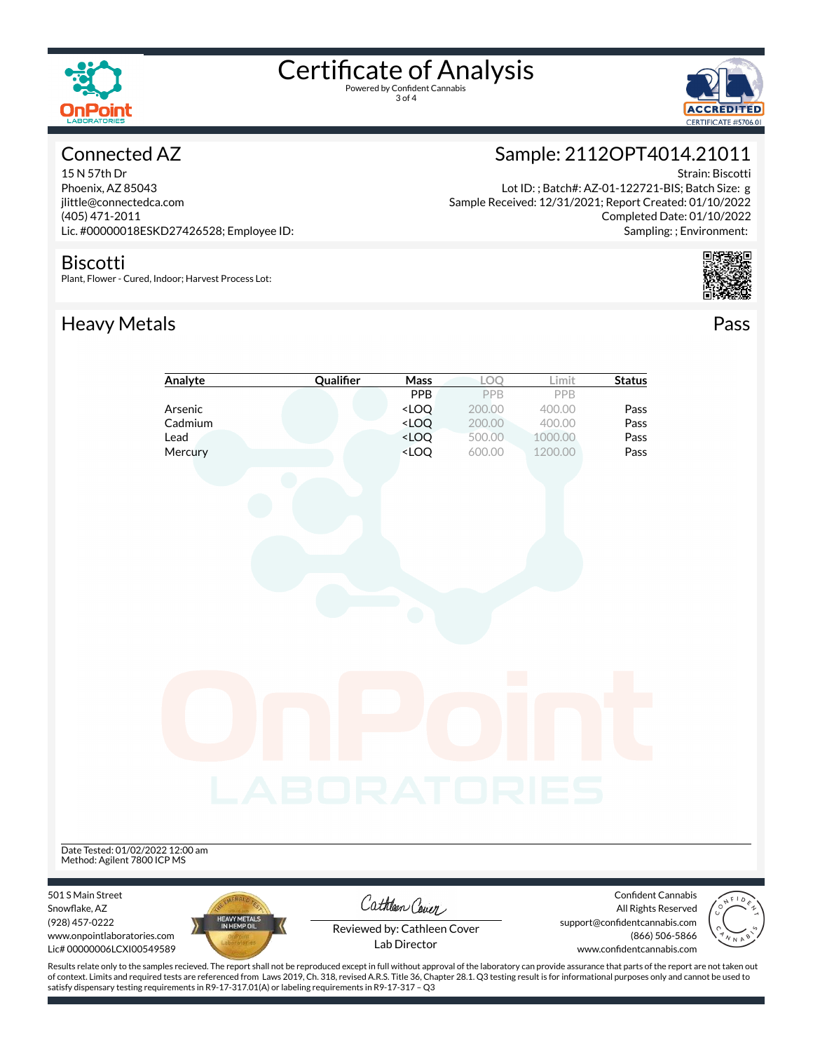# Certificate of Analysis

Powered by Confident Cannabis

## Connected AZ

15 N 57th Dr
Phoenix, AZ 85043
jlittle@connectedca.com
(405) 471-2011
Lic. #00000018ESKD27426528; Employee ID:

## Sample: 2112OPT4014.21011

Strain: Biscotti
Lot ID: ; Batch#: AZ-01-122721-BIS; Batch Size: g
Sample Received: 12/31/2021; Report Created: 01/10/2022
Completed Date: 01/10/2022
Sampling: ; Environment:

## Biscotti

Plant, Flower - Cured, Indoor; Harvest Process Lot:

## Heavy Metals

Pass

| Analyte | Qualifier | Mass | LOQ | Limit | Status |
|---|---|---|---|---|---|
| | | PPB | PPB | PPB | |
| Arsenic | | <LOQ | 200.00 | 400.00 | Pass |
| Cadmium | | <LOQ | 200.00 | 400.00 | Pass |
| Lead | | <LOQ | 500.00 | 1000.00 | Pass |
| Mercury | | <LOQ | 600.00 | 1200.00 | Pass |

Date Tested: 01/02/2022 12:00 am
Method: Agilent 7800 ICP MS

501 S Main Street
Snowflake, AZ
(928) 457-0222
www.onpointlaboratories.com
Lic# 00000006LCXI00549589

Reviewed by: Cathleen Cover
Lab Director

Confident Cannabis
All Rights Reserved
support@confidentcannabis.com
(866) 506-5866
www.confidentcannabis.com

Results relate only to the samples recieved. The report shall not be reproduced except in full without approval of the laboratory can provide assurance that parts of the report are not taken out of context. Limits and required tests are referenced from Laws 2019, Ch. 318, revised A.R.S. Title 36, Chapter 28.1. Q3 testing result is for informational purposes only and cannot be used to satisfy dispensary testing requirements in R9-17-317.01(A) or labeling requirements in R9-17-317 – Q3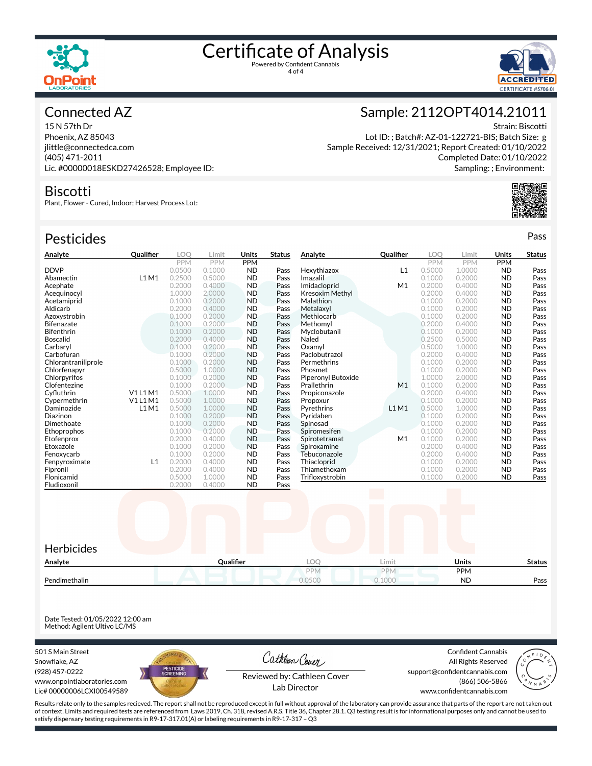# Certificate of Analysis

Powered by Confident Cannabis

## Connected AZ

15 N 57th Dr
Phoenix, AZ 85043
jlittle@connectedca.com
(405) 471-2011
Lic. #00000018ESKD27426528; Employee ID:

## Sample: 2112OPT4014.21011

Strain: Biscotti
Lot ID: ; Batch#: AZ-01-122721-BIS; Batch Size: g
Sample Received: 12/31/2021; Report Created: 01/10/2022
Completed Date: 01/10/2022
Sampling: ; Environment:

## Biscotti

Plant, Flower - Cured, Indoor; Harvest Process Lot:

## Pesticides

Pass

| Analyte | Qualifier | LOQ | Limit | Units | Status |
|---|---|---|---|---|---|
| | | PPM | PPM | PPM | |
| DDVP | | 0.0500 | 0.1000 | ND | Pass |
| Abamectin | L1 M1 | 0.2500 | 0.5000 | ND | Pass |
| Acephate | | 0.2000 | 0.4000 | ND | Pass |
| Acequinocyl | | 1.0000 | 2.0000 | ND | Pass |
| Acetamiprid | | 0.1000 | 0.2000 | ND | Pass |
| Aldicarb | | 0.2000 | 0.4000 | ND | Pass |
| Azoxystrobin | | 0.1000 | 0.2000 | ND | Pass |
| Bifenazate | | 0.1000 | 0.2000 | ND | Pass |
| Bifenthrin | | 0.1000 | 0.2000 | ND | Pass |
| Boscalid | | 0.2000 | 0.4000 | ND | Pass |
| Carbaryl | | 0.1000 | 0.2000 | ND | Pass |
| Carbofuran | | 0.1000 | 0.2000 | ND | Pass |
| Chlorantraniliprole | | 0.1000 | 0.2000 | ND | Pass |
| Chlorfenapyr | | 0.5000 | 1.0000 | ND | Pass |
| Chlorpyrifos | | 0.1000 | 0.2000 | ND | Pass |
| Clofentezine | | 0.1000 | 0.2000 | ND | Pass |
| Cyfluthrin | V1 L1 M1 | 0.5000 | 1.0000 | ND | Pass |
| Cypermethrin | V1 L1 M1 | 0.5000 | 1.0000 | ND | Pass |
| Daminozide | L1 M1 | 0.5000 | 1.0000 | ND | Pass |
| Diazinon | | 0.1000 | 0.2000 | ND | Pass |
| Dimethoate | | 0.1000 | 0.2000 | ND | Pass |
| Ethoprophos | | 0.1000 | 0.2000 | ND | Pass |
| Etofenprox | | 0.2000 | 0.4000 | ND | Pass |
| Etoxazole | | 0.1000 | 0.2000 | ND | Pass |
| Fenoxycarb | | 0.1000 | 0.2000 | ND | Pass |
| Fenpyroximate | L1 | 0.2000 | 0.4000 | ND | Pass |
| Fipronil | | 0.2000 | 0.4000 | ND | Pass |
| Flonicamid | | 0.5000 | 1.0000 | ND | Pass |
| Fludioxonil | | 0.2000 | 0.4000 | ND | Pass |
| Hexythiazox | L1 | 0.5000 | 1.0000 | ND | Pass |
| Imazalil | | 0.1000 | 0.2000 | ND | Pass |
| Imidacloprid | M1 | 0.2000 | 0.4000 | ND | Pass |
| Kresoxim Methyl | | 0.2000 | 0.4000 | ND | Pass |
| Malathion | | 0.1000 | 0.2000 | ND | Pass |
| Metalaxyl | | 0.1000 | 0.2000 | ND | Pass |
| Methiocarb | | 0.1000 | 0.2000 | ND | Pass |
| Methomyl | | 0.2000 | 0.4000 | ND | Pass |
| Myclobutanil | | 0.1000 | 0.2000 | ND | Pass |
| Naled | | 0.2500 | 0.5000 | ND | Pass |
| Oxamyl | | 0.5000 | 1.0000 | ND | Pass |
| Paclobutrazol | | 0.2000 | 0.4000 | ND | Pass |
| Permethrins | | 0.1000 | 0.2000 | ND | Pass |
| Phosmet | | 0.1000 | 0.2000 | ND | Pass |
| Piperonyl Butoxide | | 1.0000 | 2.0000 | ND | Pass |
| Prallethrin | M1 | 0.1000 | 0.2000 | ND | Pass |
| Propiconazole | | 0.2000 | 0.4000 | ND | Pass |
| Propoxur | | 0.1000 | 0.2000 | ND | Pass |
| Pyrethrins | L1 M1 | 0.5000 | 1.0000 | ND | Pass |
| Pyridaben | | 0.1000 | 0.2000 | ND | Pass |
| Spinosad | | 0.1000 | 0.2000 | ND | Pass |
| Spiromesifen | | 0.1000 | 0.2000 | ND | Pass |
| Spirotetramat | M1 | 0.1000 | 0.2000 | ND | Pass |
| Spiroxamine | | 0.2000 | 0.4000 | ND | Pass |
| Tebuconazole | | 0.2000 | 0.4000 | ND | Pass |
| Thiacloprid | | 0.1000 | 0.2000 | ND | Pass |
| Thiamethoxam | | 0.1000 | 0.2000 | ND | Pass |
| Trifloxystrobin | | 0.1000 | 0.2000 | ND | Pass |

## Herbicides

| Analyte | Qualifier | LOQ | Limit | Units | Status |
|---|---|---|---|---|---|
| | | PPM | PPM | PPM | |
| Pendimethalin | | 0.0500 | 0.1000 | ND | Pass |

Date Tested: 01/05/2022 12:00 am
Method: Agilent Ultivo LC/MS

501 S Main Street
Snowflake, AZ
(928) 457-0222
www.onpointlaboratories.com
Lic# 00000006LCXI00549589

Reviewed by: Cathleen Cover
Lab Director

Confident Cannabis
All Rights Reserved
support@confidentcannabis.com
(866) 506-5866
www.confidentcannabis.com

Results relate only to the samples recieved. The report shall not be reproduced except in full without approval of the laboratory can provide assurance that parts of the report are not taken out of context. Limits and required tests are referenced from Laws 2019, Ch. 318, revised A.R.S. Title 36, Chapter 28.1. Q3 testing result is for informational purposes only and cannot be used to satisfy dispensary testing requirements in R9-17-317.01(A) or labeling requirements in R9-17-317 – Q3